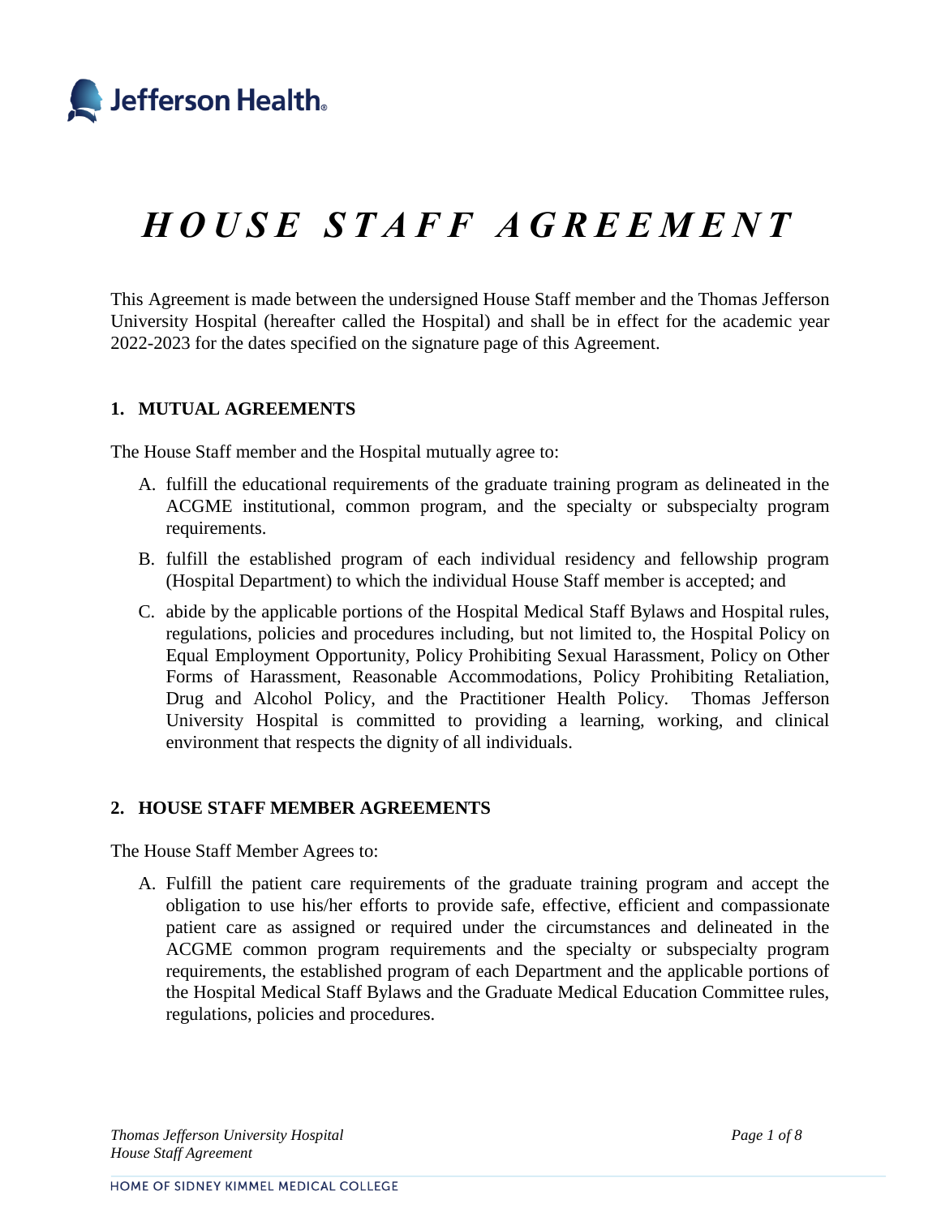# *HOUSE STAFF AGREEMENT*

This Agreement is made between the undersigned House Staff member and the Thomas Jefferson University Hospital (hereafter called the Hospital) and shall be in effect for the academic year 2022-2023 for the dates specified on the signature page of this Agreement.

## 1. MUTUAL AGREEMENTS

The House Staff member and the Hospital mutually agree to:

A. fulfill the educational requirements of the graduate training program as delineated in the ACGME institutional, common program, and the specialty or subspecialty program requirements.

B. fulfill the established program of each individual residency and fellowship program (Hospital Department) to which the individual House Staff member is accepted; and

C. abide by the applicable portions of the Hospital Medical Staff Bylaws and Hospital rules, regulations, policies and procedures including, but not limited to, the Hospital Policy on Equal Employment Opportunity, Policy Prohibiting Sexual Harassment, Policy on Other Forms of Harassment, Reasonable Accommodations, Policy Prohibiting Retaliation, Drug and Alcohol Policy, and the Practitioner Health Policy. Thomas Jefferson University Hospital is committed to providing a learning, working, and clinical environment that respects the dignity of all individuals.

## 2. HOUSE STAFF MEMBER AGREEMENTS

The House Staff Member Agrees to:

A. Fulfill the patient care requirements of the graduate training program and accept the obligation to use his/her efforts to provide safe, effective, efficient and compassionate patient care as assigned or required under the circumstances and delineated in the ACGME common program requirements and the specialty or subspecialty program requirements, the established program of each Department and the applicable portions of the Hospital Medical Staff Bylaws and the Graduate Medical Education Committee rules, regulations, policies and procedures.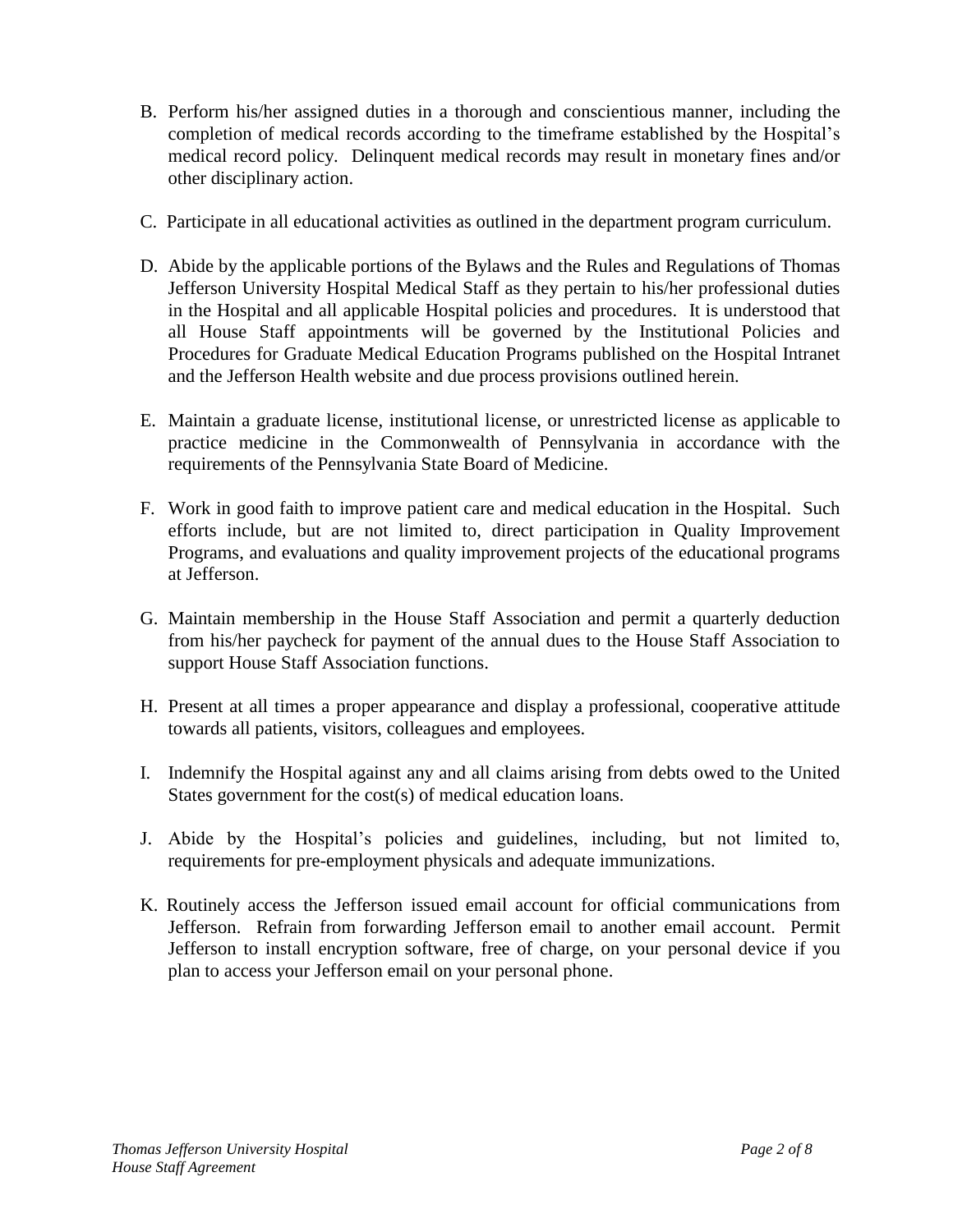B. Perform his/her assigned duties in a thorough and conscientious manner, including the completion of medical records according to the timeframe established by the Hospital's medical record policy. Delinquent medical records may result in monetary fines and/or other disciplinary action.

C. Participate in all educational activities as outlined in the department program curriculum.

D. Abide by the applicable portions of the Bylaws and the Rules and Regulations of Thomas Jefferson University Hospital Medical Staff as they pertain to his/her professional duties in the Hospital and all applicable Hospital policies and procedures. It is understood that all House Staff appointments will be governed by the Institutional Policies and Procedures for Graduate Medical Education Programs published on the Hospital Intranet and the Jefferson Health website and due process provisions outlined herein.

E. Maintain a graduate license, institutional license, or unrestricted license as applicable to practice medicine in the Commonwealth of Pennsylvania in accordance with the requirements of the Pennsylvania State Board of Medicine.

F. Work in good faith to improve patient care and medical education in the Hospital. Such efforts include, but are not limited to, direct participation in Quality Improvement Programs, and evaluations and quality improvement projects of the educational programs at Jefferson.

G. Maintain membership in the House Staff Association and permit a quarterly deduction from his/her paycheck for payment of the annual dues to the House Staff Association to support House Staff Association functions.

H. Present at all times a proper appearance and display a professional, cooperative attitude towards all patients, visitors, colleagues and employees.

I. Indemnify the Hospital against any and all claims arising from debts owed to the United States government for the cost(s) of medical education loans.

J. Abide by the Hospital's policies and guidelines, including, but not limited to, requirements for pre-employment physicals and adequate immunizations.

K. Routinely access the Jefferson issued email account for official communications from Jefferson. Refrain from forwarding Jefferson email to another email account. Permit Jefferson to install encryption software, free of charge, on your personal device if you plan to access your Jefferson email on your personal phone.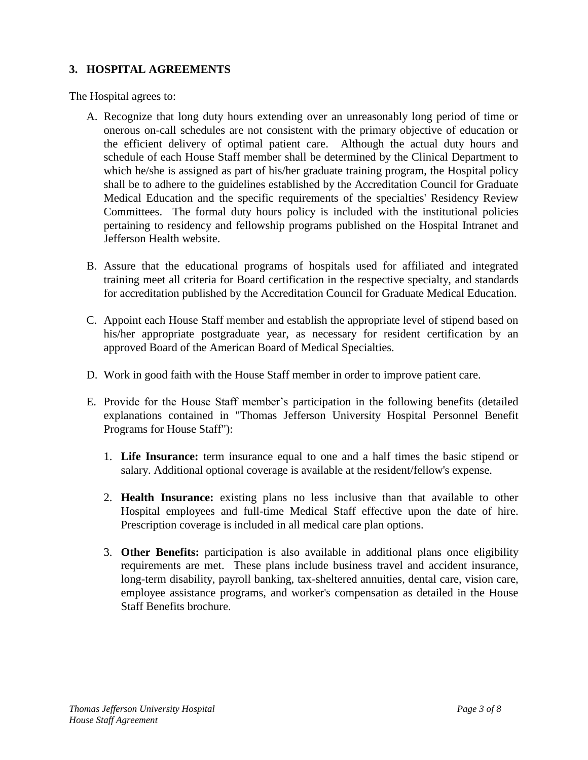## 3. HOSPITAL AGREEMENTS

The Hospital agrees to:

A. Recognize that long duty hours extending over an unreasonably long period of time or onerous on-call schedules are not consistent with the primary objective of education or the efficient delivery of optimal patient care. Although the actual duty hours and schedule of each House Staff member shall be determined by the Clinical Department to which he/she is assigned as part of his/her graduate training program, the Hospital policy shall be to adhere to the guidelines established by the Accreditation Council for Graduate Medical Education and the specific requirements of the specialties' Residency Review Committees. The formal duty hours policy is included with the institutional policies pertaining to residency and fellowship programs published on the Hospital Intranet and Jefferson Health website.

B. Assure that the educational programs of hospitals used for affiliated and integrated training meet all criteria for Board certification in the respective specialty, and standards for accreditation published by the Accreditation Council for Graduate Medical Education.

C. Appoint each House Staff member and establish the appropriate level of stipend based on his/her appropriate postgraduate year, as necessary for resident certification by an approved Board of the American Board of Medical Specialties.

D. Work in good faith with the House Staff member in order to improve patient care.

E. Provide for the House Staff member's participation in the following benefits (detailed explanations contained in "Thomas Jefferson University Hospital Personnel Benefit Programs for House Staff"):

   1. **Life Insurance:** term insurance equal to one and a half times the basic stipend or salary. Additional optional coverage is available at the resident/fellow's expense.

   2. **Health Insurance:** existing plans no less inclusive than that available to other Hospital employees and full-time Medical Staff effective upon the date of hire. Prescription coverage is included in all medical care plan options.

   3. **Other Benefits:** participation is also available in additional plans once eligibility requirements are met. These plans include business travel and accident insurance, long-term disability, payroll banking, tax-sheltered annuities, dental care, vision care, employee assistance programs, and worker's compensation as detailed in the House Staff Benefits brochure.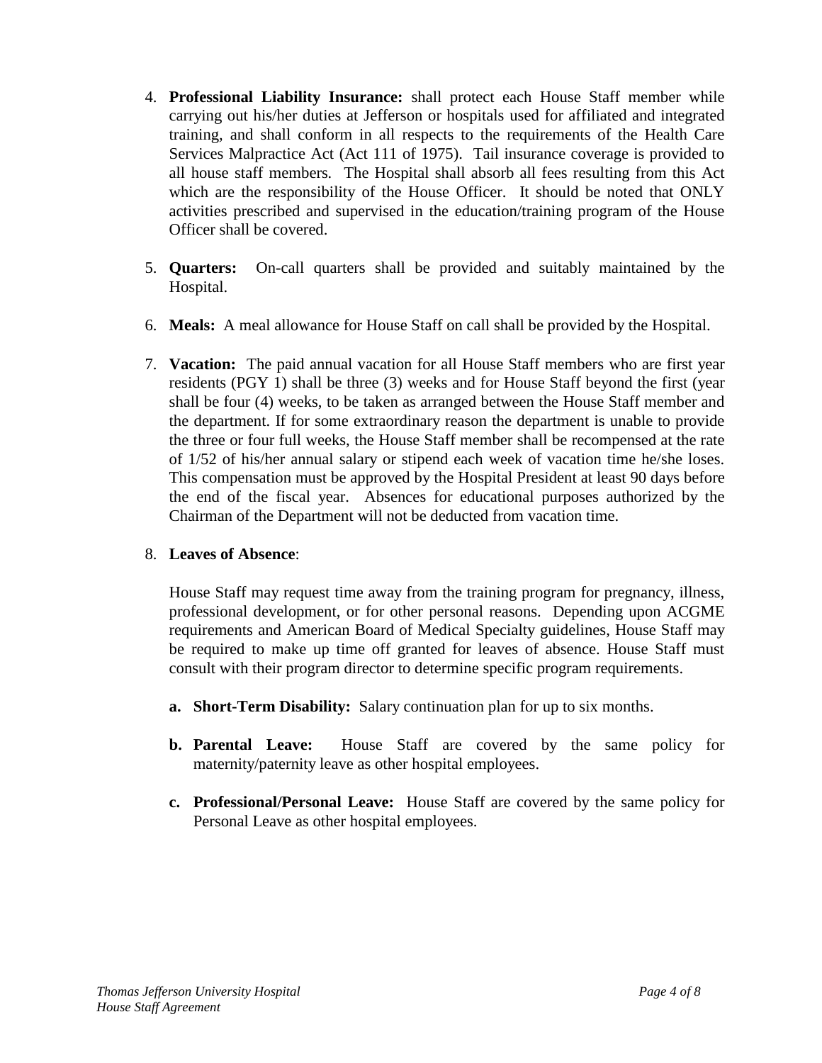4. **Professional Liability Insurance:** shall protect each House Staff member while carrying out his/her duties at Jefferson or hospitals used for affiliated and integrated training, and shall conform in all respects to the requirements of the Health Care Services Malpractice Act (Act 111 of 1975). Tail insurance coverage is provided to all house staff members. The Hospital shall absorb all fees resulting from this Act which are the responsibility of the House Officer. It should be noted that ONLY activities prescribed and supervised in the education/training program of the House Officer shall be covered.

5. **Quarters:** On-call quarters shall be provided and suitably maintained by the Hospital.

6. **Meals:** A meal allowance for House Staff on call shall be provided by the Hospital.

7. **Vacation:** The paid annual vacation for all House Staff members who are first year residents (PGY 1) shall be three (3) weeks and for House Staff beyond the first (year shall be four (4) weeks, to be taken as arranged between the House Staff member and the department. If for some extraordinary reason the department is unable to provide the three or four full weeks, the House Staff member shall be recompensed at the rate of 1/52 of his/her annual salary or stipend each week of vacation time he/she loses. This compensation must be approved by the Hospital President at least 90 days before the end of the fiscal year. Absences for educational purposes authorized by the Chairman of the Department will not be deducted from vacation time.

8. **Leaves of Absence**:

   House Staff may request time away from the training program for pregnancy, illness, professional development, or for other personal reasons. Depending upon ACGME requirements and American Board of Medical Specialty guidelines, House Staff may be required to make up time off granted for leaves of absence. House Staff must consult with their program director to determine specific program requirements.

   **a. Short-Term Disability:** Salary continuation plan for up to six months.

   **b. Parental Leave:** House Staff are covered by the same policy for maternity/paternity leave as other hospital employees.

   **c. Professional/Personal Leave:** House Staff are covered by the same policy for Personal Leave as other hospital employees.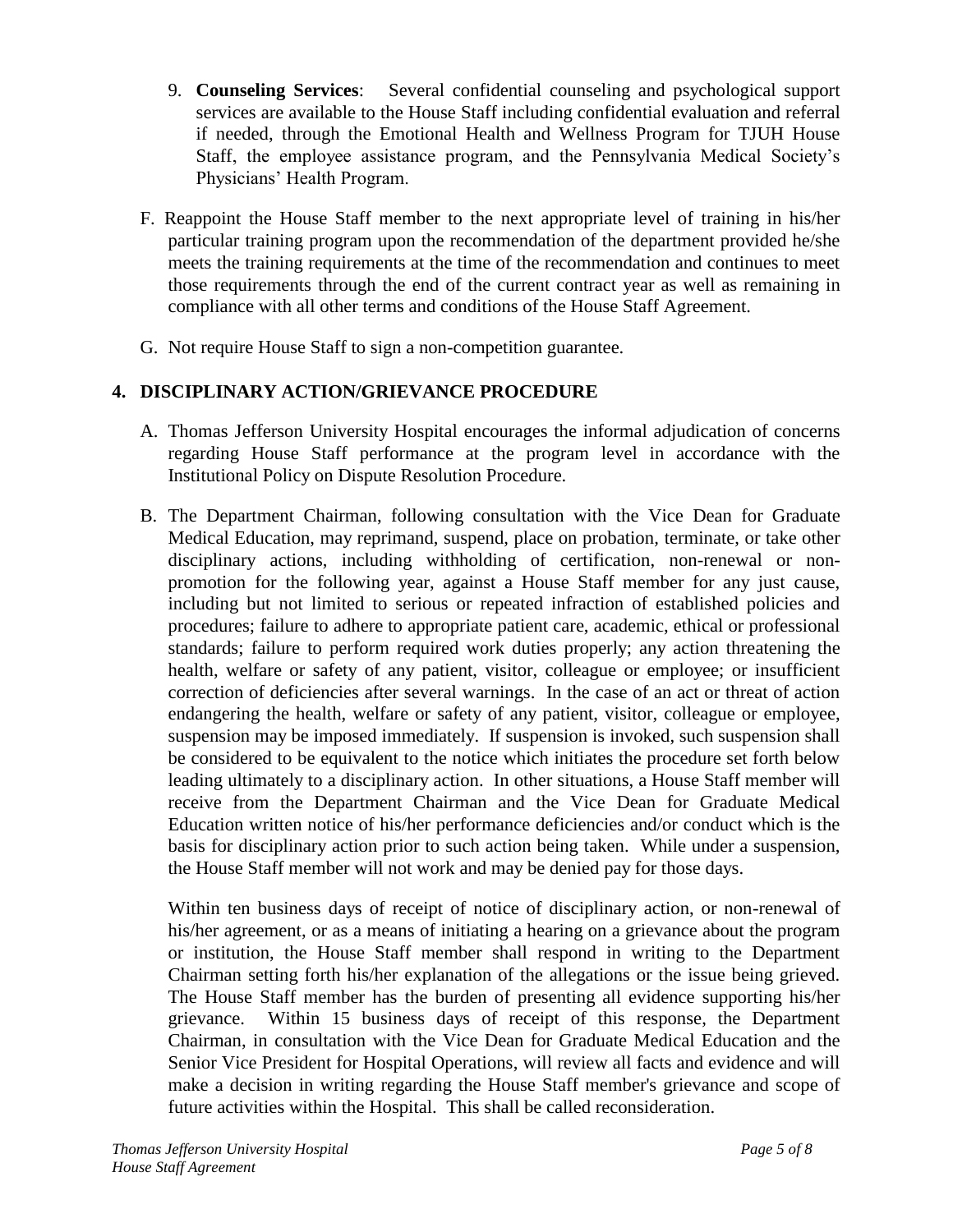9. **Counseling Services**: Several confidential counseling and psychological support services are available to the House Staff including confidential evaluation and referral if needed, through the Emotional Health and Wellness Program for TJUH House Staff, the employee assistance program, and the Pennsylvania Medical Society's Physicians' Health Program.

F. Reappoint the House Staff member to the next appropriate level of training in his/her particular training program upon the recommendation of the department provided he/she meets the training requirements at the time of the recommendation and continues to meet those requirements through the end of the current contract year as well as remaining in compliance with all other terms and conditions of the House Staff Agreement.

G. Not require House Staff to sign a non-competition guarantee.

## 4. DISCIPLINARY ACTION/GRIEVANCE PROCEDURE

A. Thomas Jefferson University Hospital encourages the informal adjudication of concerns regarding House Staff performance at the program level in accordance with the Institutional Policy on Dispute Resolution Procedure.

B. The Department Chairman, following consultation with the Vice Dean for Graduate Medical Education, may reprimand, suspend, place on probation, terminate, or take other disciplinary actions, including withholding of certification, non-renewal or non-promotion for the following year, against a House Staff member for any just cause, including but not limited to serious or repeated infraction of established policies and procedures; failure to adhere to appropriate patient care, academic, ethical or professional standards; failure to perform required work duties properly; any action threatening the health, welfare or safety of any patient, visitor, colleague or employee; or insufficient correction of deficiencies after several warnings. In the case of an act or threat of action endangering the health, welfare or safety of any patient, visitor, colleague or employee, suspension may be imposed immediately. If suspension is invoked, such suspension shall be considered to be equivalent to the notice which initiates the procedure set forth below leading ultimately to a disciplinary action. In other situations, a House Staff member will receive from the Department Chairman and the Vice Dean for Graduate Medical Education written notice of his/her performance deficiencies and/or conduct which is the basis for disciplinary action prior to such action being taken. While under a suspension, the House Staff member will not work and may be denied pay for those days.

   Within ten business days of receipt of notice of disciplinary action, or non-renewal of his/her agreement, or as a means of initiating a hearing on a grievance about the program or institution, the House Staff member shall respond in writing to the Department Chairman setting forth his/her explanation of the allegations or the issue being grieved. The House Staff member has the burden of presenting all evidence supporting his/her grievance. Within 15 business days of receipt of this response, the Department Chairman, in consultation with the Vice Dean for Graduate Medical Education and the Senior Vice President for Hospital Operations, will review all facts and evidence and will make a decision in writing regarding the House Staff member's grievance and scope of future activities within the Hospital. This shall be called reconsideration.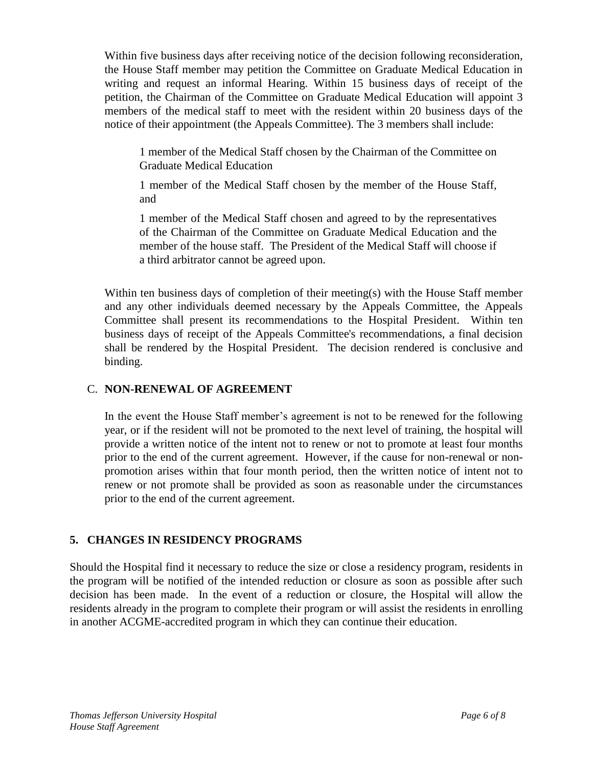Within five business days after receiving notice of the decision following reconsideration, the House Staff member may petition the Committee on Graduate Medical Education in writing and request an informal Hearing. Within 15 business days of receipt of the petition, the Chairman of the Committee on Graduate Medical Education will appoint 3 members of the medical staff to meet with the resident within 20 business days of the notice of their appointment (the Appeals Committee). The 3 members shall include:

> 1 member of the Medical Staff chosen by the Chairman of the Committee on Graduate Medical Education
>
> 1 member of the Medical Staff chosen by the member of the House Staff, and
>
> 1 member of the Medical Staff chosen and agreed to by the representatives of the Chairman of the Committee on Graduate Medical Education and the member of the house staff. The President of the Medical Staff will choose if a third arbitrator cannot be agreed upon.

Within ten business days of completion of their meeting(s) with the House Staff member and any other individuals deemed necessary by the Appeals Committee, the Appeals Committee shall present its recommendations to the Hospital President. Within ten business days of receipt of the Appeals Committee's recommendations, a final decision shall be rendered by the Hospital President. The decision rendered is conclusive and binding.

### C. NON-RENEWAL OF AGREEMENT

In the event the House Staff member's agreement is not to be renewed for the following year, or if the resident will not be promoted to the next level of training, the hospital will provide a written notice of the intent not to renew or not to promote at least four months prior to the end of the current agreement. However, if the cause for non-renewal or non-promotion arises within that four month period, then the written notice of intent not to renew or not promote shall be provided as soon as reasonable under the circumstances prior to the end of the current agreement.

## 5. CHANGES IN RESIDENCY PROGRAMS

Should the Hospital find it necessary to reduce the size or close a residency program, residents in the program will be notified of the intended reduction or closure as soon as possible after such decision has been made. In the event of a reduction or closure, the Hospital will allow the residents already in the program to complete their program or will assist the residents in enrolling in another ACGME-accredited program in which they can continue their education.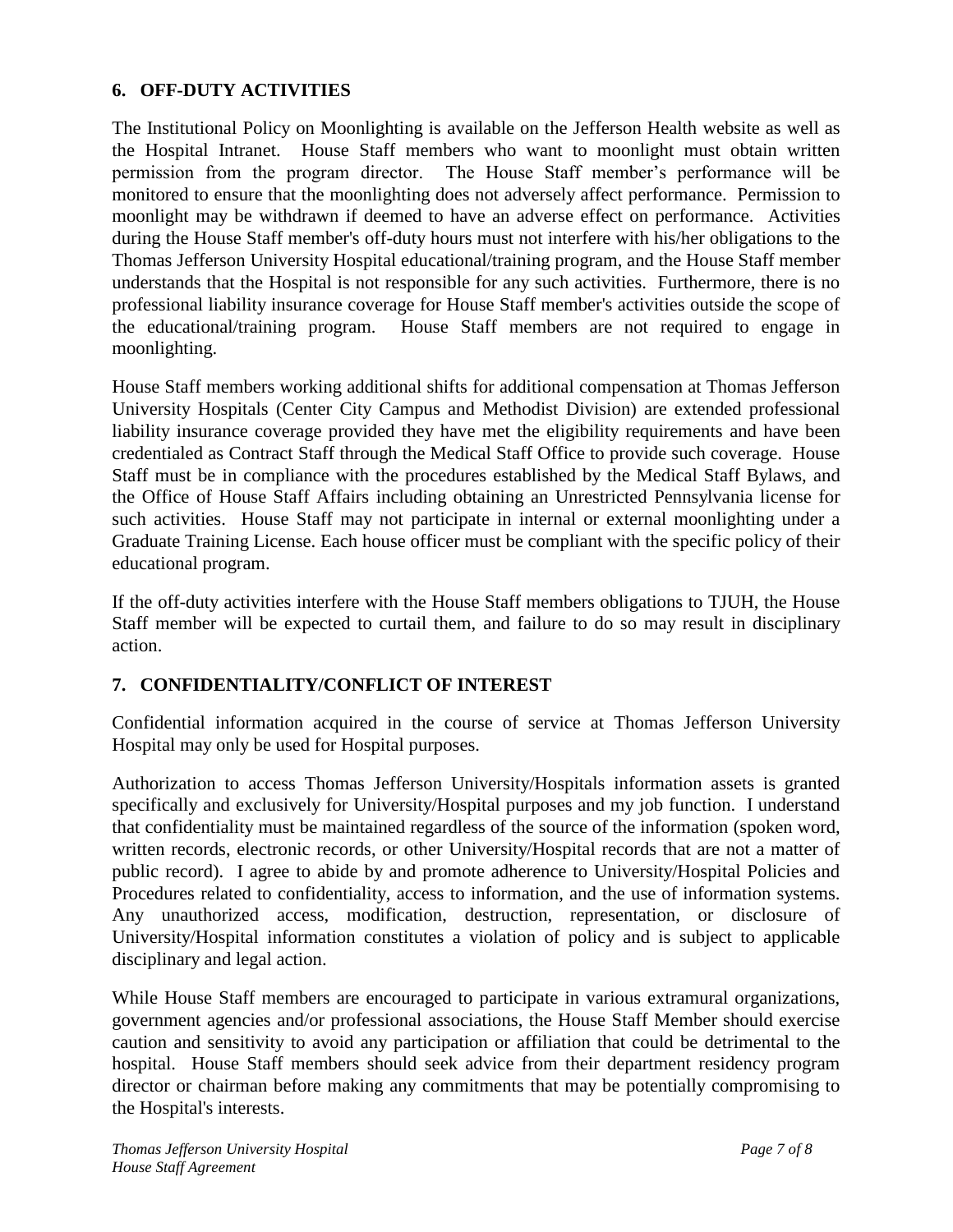## 6. OFF-DUTY ACTIVITIES

The Institutional Policy on Moonlighting is available on the Jefferson Health website as well as the Hospital Intranet. House Staff members who want to moonlight must obtain written permission from the program director. The House Staff member's performance will be monitored to ensure that the moonlighting does not adversely affect performance. Permission to moonlight may be withdrawn if deemed to have an adverse effect on performance. Activities during the House Staff member's off-duty hours must not interfere with his/her obligations to the Thomas Jefferson University Hospital educational/training program, and the House Staff member understands that the Hospital is not responsible for any such activities. Furthermore, there is no professional liability insurance coverage for House Staff member's activities outside the scope of the educational/training program. House Staff members are not required to engage in moonlighting.

House Staff members working additional shifts for additional compensation at Thomas Jefferson University Hospitals (Center City Campus and Methodist Division) are extended professional liability insurance coverage provided they have met the eligibility requirements and have been credentialed as Contract Staff through the Medical Staff Office to provide such coverage. House Staff must be in compliance with the procedures established by the Medical Staff Bylaws, and the Office of House Staff Affairs including obtaining an Unrestricted Pennsylvania license for such activities. House Staff may not participate in internal or external moonlighting under a Graduate Training License. Each house officer must be compliant with the specific policy of their educational program.

If the off-duty activities interfere with the House Staff members obligations to TJUH, the House Staff member will be expected to curtail them, and failure to do so may result in disciplinary action.

## 7. CONFIDENTIALITY/CONFLICT OF INTEREST

Confidential information acquired in the course of service at Thomas Jefferson University Hospital may only be used for Hospital purposes.

Authorization to access Thomas Jefferson University/Hospitals information assets is granted specifically and exclusively for University/Hospital purposes and my job function. I understand that confidentiality must be maintained regardless of the source of the information (spoken word, written records, electronic records, or other University/Hospital records that are not a matter of public record). I agree to abide by and promote adherence to University/Hospital Policies and Procedures related to confidentiality, access to information, and the use of information systems. Any unauthorized access, modification, destruction, representation, or disclosure of University/Hospital information constitutes a violation of policy and is subject to applicable disciplinary and legal action.

While House Staff members are encouraged to participate in various extramural organizations, government agencies and/or professional associations, the House Staff Member should exercise caution and sensitivity to avoid any participation or affiliation that could be detrimental to the hospital. House Staff members should seek advice from their department residency program director or chairman before making any commitments that may be potentially compromising to the Hospital's interests.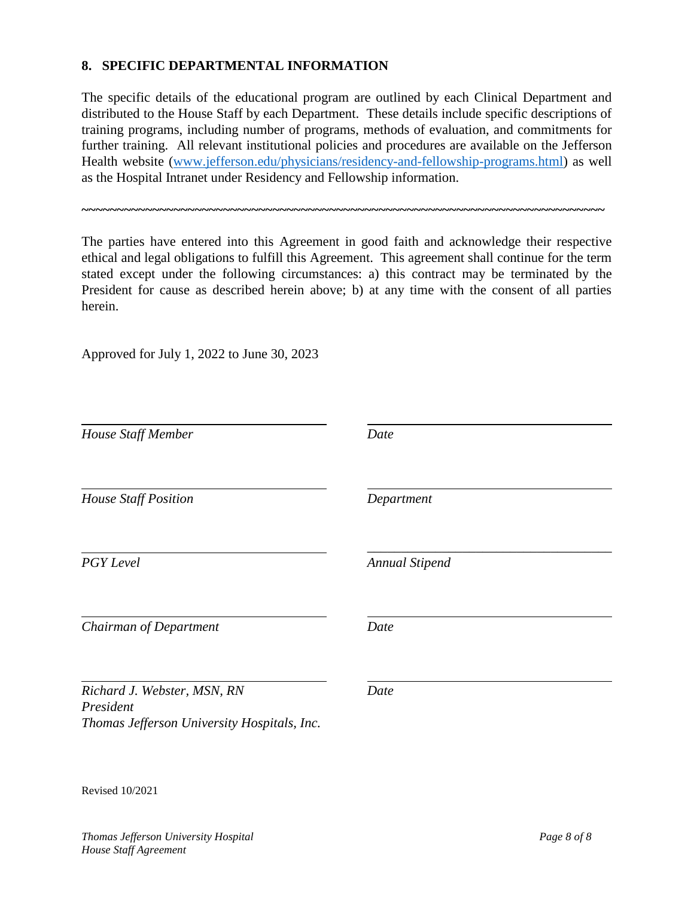## 8. SPECIFIC DEPARTMENTAL INFORMATION

The specific details of the educational program are outlined by each Clinical Department and distributed to the House Staff by each Department. These details include specific descriptions of training programs, including number of programs, methods of evaluation, and commitments for further training. All relevant institutional policies and procedures are available on the Jefferson Health website (www.jefferson.edu/physicians/residency-and-fellowship-programs.html) as well as the Hospital Intranet under Residency and Fellowship information.

~~~~~~~~~~~~~~~~~~~~~~~~~~~~~~~~~~~~~~~~~~~~~~~~~~~~~~~~~~~~~~~~~~~~~~~~~~~~~~~~

The parties have entered into this Agreement in good faith and acknowledge their respective ethical and legal obligations to fulfill this Agreement. This agreement shall continue for the term stated except under the following circumstances: a) this contract may be terminated by the President for cause as described herein above; b) at any time with the consent of all parties herein.

Approved for July 1, 2022 to June 30, 2023

| | |
|---|---|
| ______________________________ | ______________________________ |
| *House Staff Member* | *Date* |
| ______________________________ | ______________________________ |
| *House Staff Position* | *Department* |
| ______________________________ | ______________________________ |
| *PGY Level* | *Annual Stipend* |
| ______________________________ | ______________________________ |
| *Chairman of Department* | *Date* |
| ______________________________ | ______________________________ |
| *Richard J. Webster, MSN, RN*<br>*President*<br>*Thomas Jefferson University Hospitals, Inc.* | *Date* |

Revised 10/2021